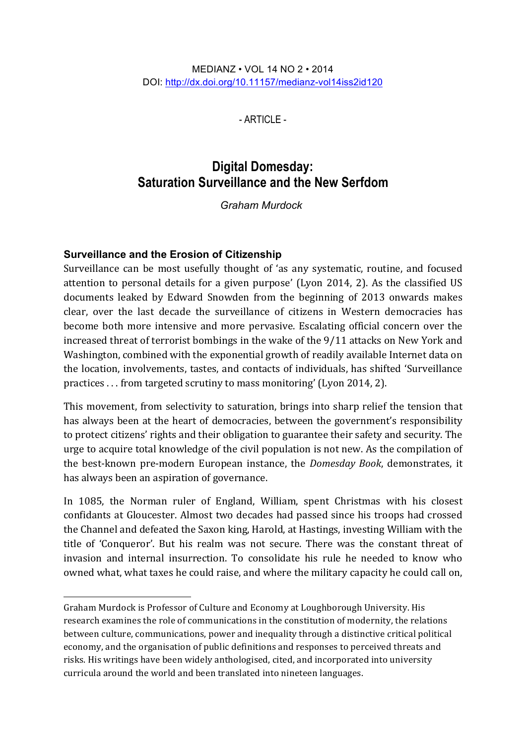MEDIANZ • VOL 14 NO 2 • 2014
DOI: http://dx.doi.org/10.11157/medianz-vol14iss2id120

- ARTICLE -

# Digital Domesday: Saturation Surveillance and the New Serfdom

*Graham Murdock*

## Surveillance and the Erosion of Citizenship

Surveillance can be most usefully thought of 'as any systematic, routine, and focused attention to personal details for a given purpose' (Lyon 2014, 2). As the classified US documents leaked by Edward Snowden from the beginning of 2013 onwards makes clear, over the last decade the surveillance of citizens in Western democracies has become both more intensive and more pervasive. Escalating official concern over the increased threat of terrorist bombings in the wake of the 9/11 attacks on New York and Washington, combined with the exponential growth of readily available Internet data on the location, involvements, tastes, and contacts of individuals, has shifted 'Surveillance practices . . . from targeted scrutiny to mass monitoring' (Lyon 2014, 2).

This movement, from selectivity to saturation, brings into sharp relief the tension that has always been at the heart of democracies, between the government's responsibility to protect citizens' rights and their obligation to guarantee their safety and security. The urge to acquire total knowledge of the civil population is not new. As the compilation of the best-known pre-modern European instance, the *Domesday Book*, demonstrates, it has always been an aspiration of governance.

In 1085, the Norman ruler of England, William, spent Christmas with his closest confidants at Gloucester. Almost two decades had passed since his troops had crossed the Channel and defeated the Saxon king, Harold, at Hastings, investing William with the title of 'Conqueror'. But his realm was not secure. There was the constant threat of invasion and internal insurrection. To consolidate his rule he needed to know who owned what, what taxes he could raise, and where the military capacity he could call on,

---

Graham Murdock is Professor of Culture and Economy at Loughborough University. His research examines the role of communications in the constitution of modernity, the relations between culture, communications, power and inequality through a distinctive critical political economy, and the organisation of public definitions and responses to perceived threats and risks. His writings have been widely anthologised, cited, and incorporated into university curricula around the world and been translated into nineteen languages.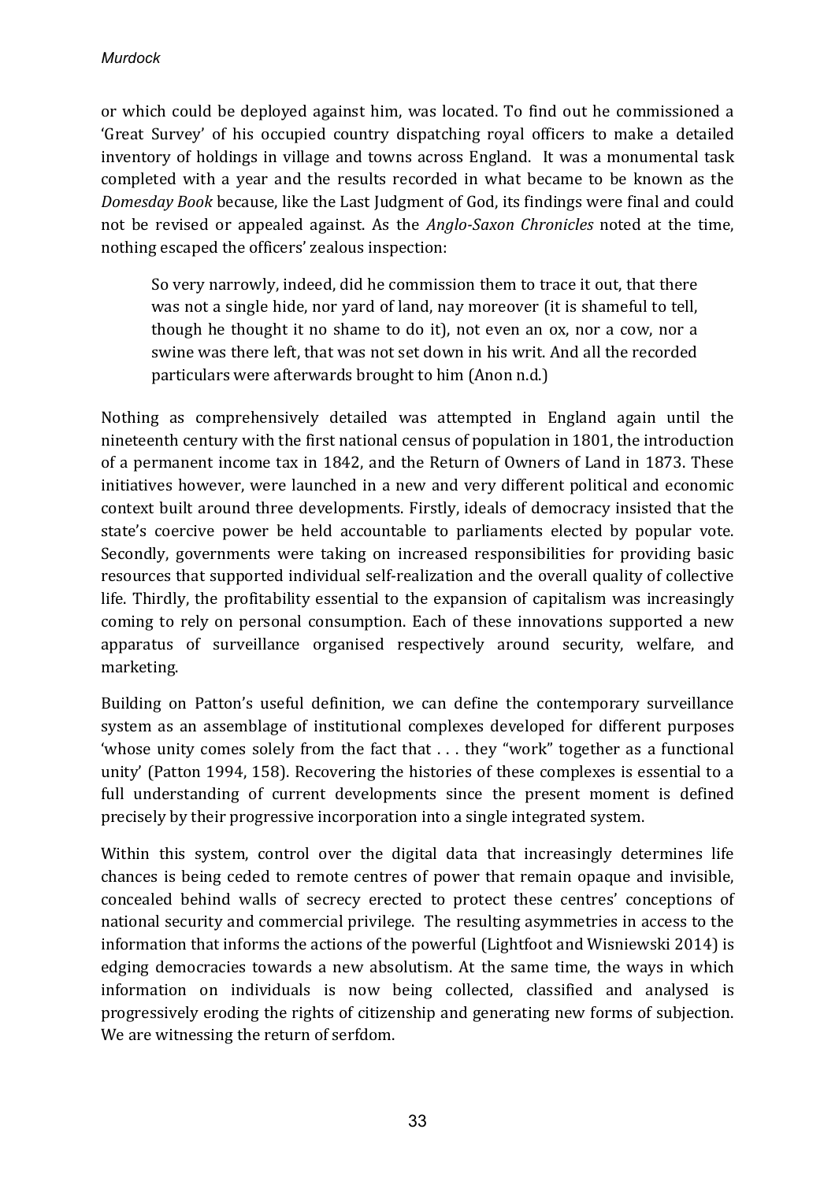or which could be deployed against him, was located. To find out he commissioned a 'Great Survey' of his occupied country dispatching royal officers to make a detailed inventory of holdings in village and towns across England. It was a monumental task completed with a year and the results recorded in what became to be known as the *Domesday Book* because, like the Last Judgment of God, its findings were final and could not be revised or appealed against. As the *Anglo-Saxon Chronicles* noted at the time, nothing escaped the officers' zealous inspection:

> So very narrowly, indeed, did he commission them to trace it out, that there was not a single hide, nor yard of land, nay moreover (it is shameful to tell, though he thought it no shame to do it), not even an ox, nor a cow, nor a swine was there left, that was not set down in his writ. And all the recorded particulars were afterwards brought to him (Anon n.d.)

Nothing as comprehensively detailed was attempted in England again until the nineteenth century with the first national census of population in 1801, the introduction of a permanent income tax in 1842, and the Return of Owners of Land in 1873. These initiatives however, were launched in a new and very different political and economic context built around three developments. Firstly, ideals of democracy insisted that the state's coercive power be held accountable to parliaments elected by popular vote. Secondly, governments were taking on increased responsibilities for providing basic resources that supported individual self-realization and the overall quality of collective life. Thirdly, the profitability essential to the expansion of capitalism was increasingly coming to rely on personal consumption. Each of these innovations supported a new apparatus of surveillance organised respectively around security, welfare, and marketing.

Building on Patton's useful definition, we can define the contemporary surveillance system as an assemblage of institutional complexes developed for different purposes 'whose unity comes solely from the fact that . . . they "work" together as a functional unity' (Patton 1994, 158). Recovering the histories of these complexes is essential to a full understanding of current developments since the present moment is defined precisely by their progressive incorporation into a single integrated system.

Within this system, control over the digital data that increasingly determines life chances is being ceded to remote centres of power that remain opaque and invisible, concealed behind walls of secrecy erected to protect these centres' conceptions of national security and commercial privilege. The resulting asymmetries in access to the information that informs the actions of the powerful (Lightfoot and Wisniewski 2014) is edging democracies towards a new absolutism. At the same time, the ways in which information on individuals is now being collected, classified and analysed is progressively eroding the rights of citizenship and generating new forms of subjection. We are witnessing the return of serfdom.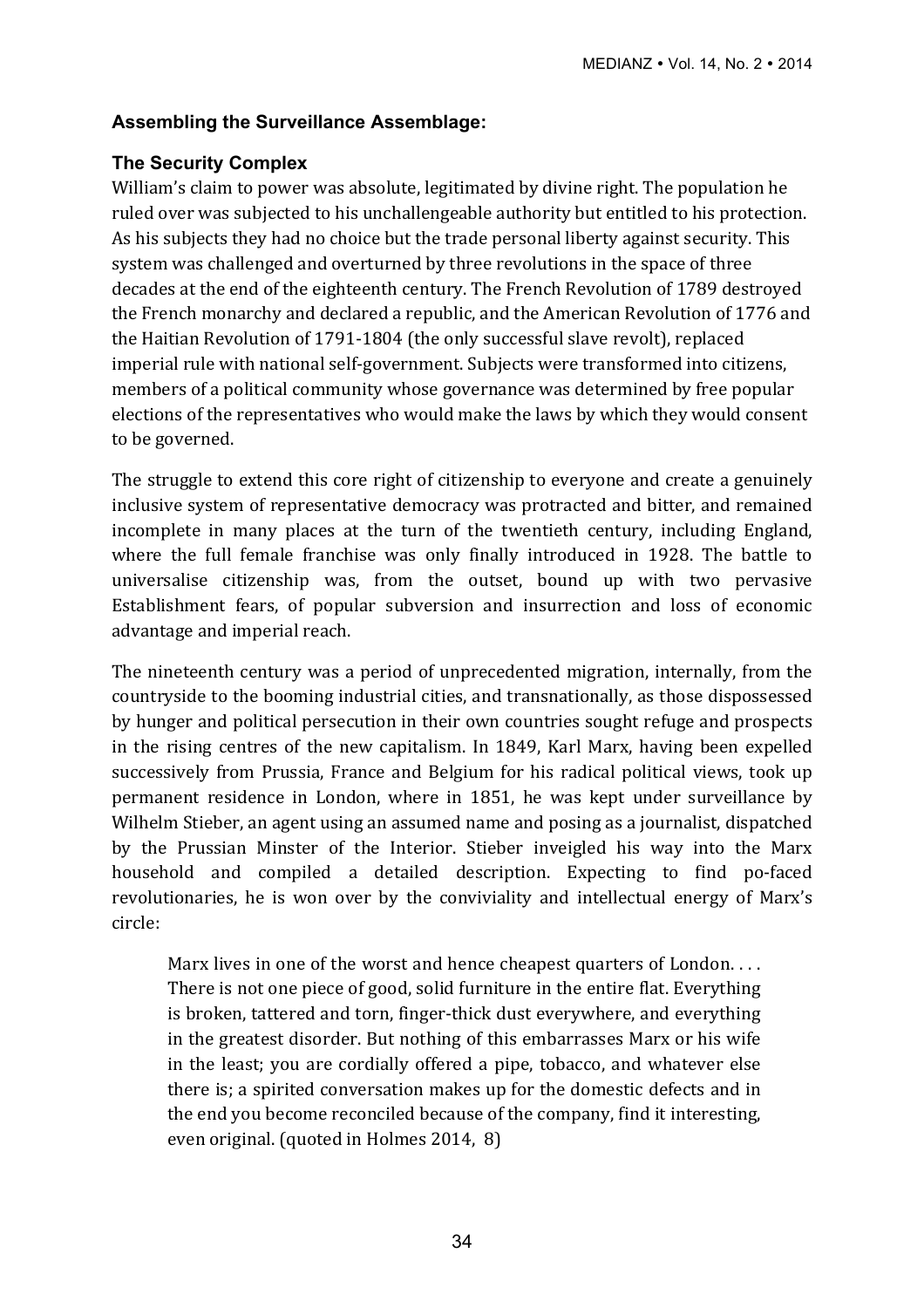### Assembling the Surveillance Assemblage:

### The Security Complex

William's claim to power was absolute, legitimated by divine right. The population he ruled over was subjected to his unchallengeable authority but entitled to his protection. As his subjects they had no choice but the trade personal liberty against security. This system was challenged and overturned by three revolutions in the space of three decades at the end of the eighteenth century. The French Revolution of 1789 destroyed the French monarchy and declared a republic, and the American Revolution of 1776 and the Haitian Revolution of 1791-1804 (the only successful slave revolt), replaced imperial rule with national self-government. Subjects were transformed into citizens, members of a political community whose governance was determined by free popular elections of the representatives who would make the laws by which they would consent to be governed.

The struggle to extend this core right of citizenship to everyone and create a genuinely inclusive system of representative democracy was protracted and bitter, and remained incomplete in many places at the turn of the twentieth century, including England, where the full female franchise was only finally introduced in 1928. The battle to universalise citizenship was, from the outset, bound up with two pervasive Establishment fears, of popular subversion and insurrection and loss of economic advantage and imperial reach.

The nineteenth century was a period of unprecedented migration, internally, from the countryside to the booming industrial cities, and transnationally, as those dispossessed by hunger and political persecution in their own countries sought refuge and prospects in the rising centres of the new capitalism. In 1849, Karl Marx, having been expelled successively from Prussia, France and Belgium for his radical political views, took up permanent residence in London, where in 1851, he was kept under surveillance by Wilhelm Stieber, an agent using an assumed name and posing as a journalist, dispatched by the Prussian Minster of the Interior. Stieber inveigled his way into the Marx household and compiled a detailed description. Expecting to find po-faced revolutionaries, he is won over by the conviviality and intellectual energy of Marx's circle:

> Marx lives in one of the worst and hence cheapest quarters of London. . . . There is not one piece of good, solid furniture in the entire flat. Everything is broken, tattered and torn, finger-thick dust everywhere, and everything in the greatest disorder. But nothing of this embarrasses Marx or his wife in the least; you are cordially offered a pipe, tobacco, and whatever else there is; a spirited conversation makes up for the domestic defects and in the end you become reconciled because of the company, find it interesting, even original. (quoted in Holmes 2014, 8)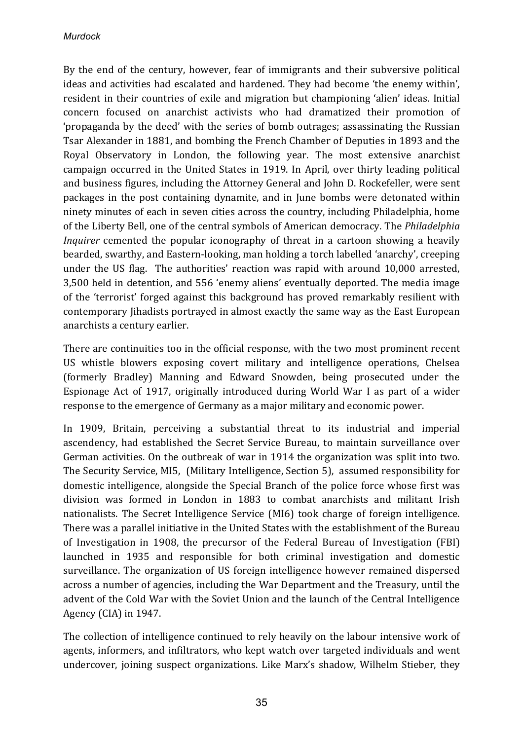By the end of the century, however, fear of immigrants and their subversive political ideas and activities had escalated and hardened. They had become 'the enemy within', resident in their countries of exile and migration but championing 'alien' ideas. Initial concern focused on anarchist activists who had dramatized their promotion of 'propaganda by the deed' with the series of bomb outrages; assassinating the Russian Tsar Alexander in 1881, and bombing the French Chamber of Deputies in 1893 and the Royal Observatory in London, the following year. The most extensive anarchist campaign occurred in the United States in 1919. In April, over thirty leading political and business figures, including the Attorney General and John D. Rockefeller, were sent packages in the post containing dynamite, and in June bombs were detonated within ninety minutes of each in seven cities across the country, including Philadelphia, home of the Liberty Bell, one of the central symbols of American democracy. The *Philadelphia Inquirer* cemented the popular iconography of threat in a cartoon showing a heavily bearded, swarthy, and Eastern-looking, man holding a torch labelled 'anarchy', creeping under the US flag. The authorities' reaction was rapid with around 10,000 arrested, 3,500 held in detention, and 556 'enemy aliens' eventually deported. The media image of the 'terrorist' forged against this background has proved remarkably resilient with contemporary Jihadists portrayed in almost exactly the same way as the East European anarchists a century earlier.

There are continuities too in the official response, with the two most prominent recent US whistle blowers exposing covert military and intelligence operations, Chelsea (formerly Bradley) Manning and Edward Snowden, being prosecuted under the Espionage Act of 1917, originally introduced during World War I as part of a wider response to the emergence of Germany as a major military and economic power.

In 1909, Britain, perceiving a substantial threat to its industrial and imperial ascendency, had established the Secret Service Bureau, to maintain surveillance over German activities. On the outbreak of war in 1914 the organization was split into two. The Security Service, MI5, (Military Intelligence, Section 5), assumed responsibility for domestic intelligence, alongside the Special Branch of the police force whose first was division was formed in London in 1883 to combat anarchists and militant Irish nationalists. The Secret Intelligence Service (MI6) took charge of foreign intelligence. There was a parallel initiative in the United States with the establishment of the Bureau of Investigation in 1908, the precursor of the Federal Bureau of Investigation (FBI) launched in 1935 and responsible for both criminal investigation and domestic surveillance. The organization of US foreign intelligence however remained dispersed across a number of agencies, including the War Department and the Treasury, until the advent of the Cold War with the Soviet Union and the launch of the Central Intelligence Agency (CIA) in 1947.

The collection of intelligence continued to rely heavily on the labour intensive work of agents, informers, and infiltrators, who kept watch over targeted individuals and went undercover, joining suspect organizations. Like Marx's shadow, Wilhelm Stieber, they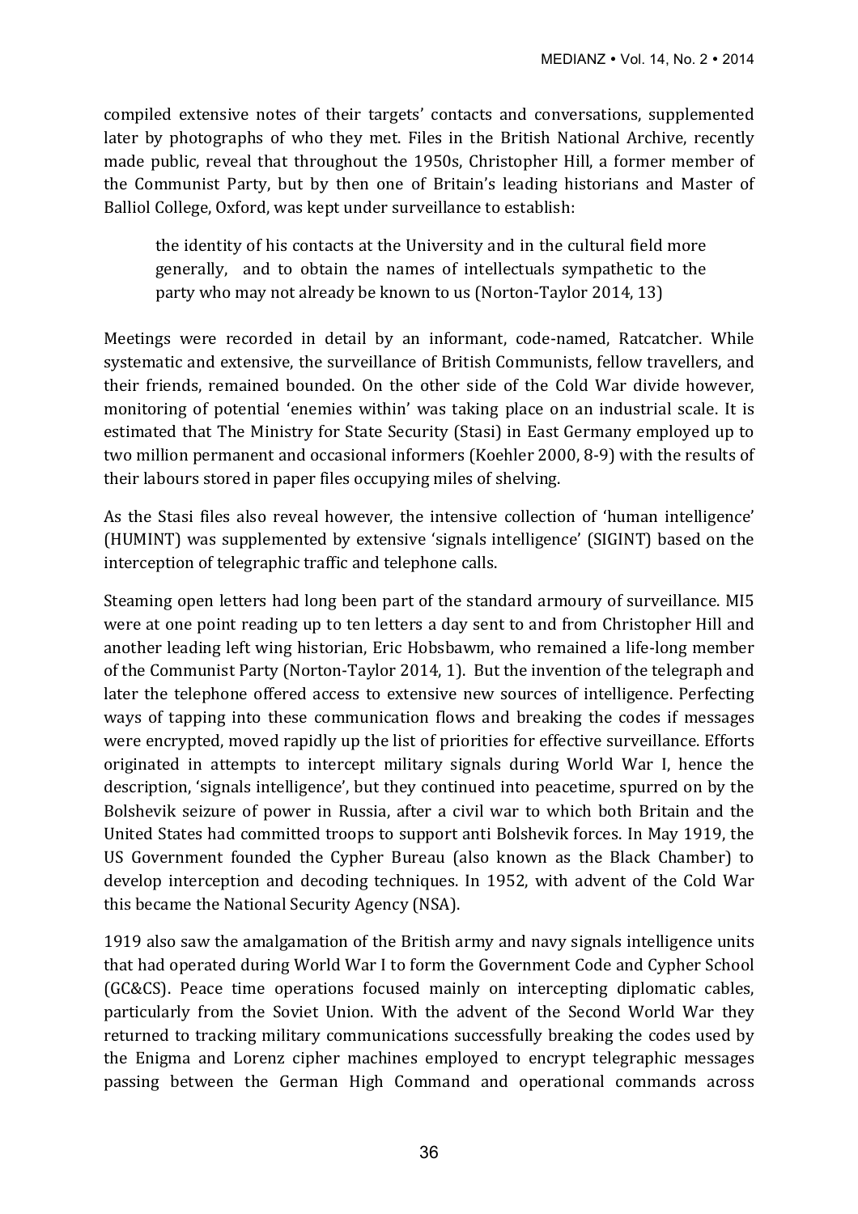compiled extensive notes of their targets' contacts and conversations, supplemented later by photographs of who they met. Files in the British National Archive, recently made public, reveal that throughout the 1950s, Christopher Hill, a former member of the Communist Party, but by then one of Britain's leading historians and Master of Balliol College, Oxford, was kept under surveillance to establish:

> the identity of his contacts at the University and in the cultural field more generally, and to obtain the names of intellectuals sympathetic to the party who may not already be known to us (Norton-Taylor 2014, 13)

Meetings were recorded in detail by an informant, code-named, Ratcatcher. While systematic and extensive, the surveillance of British Communists, fellow travellers, and their friends, remained bounded. On the other side of the Cold War divide however, monitoring of potential 'enemies within' was taking place on an industrial scale. It is estimated that The Ministry for State Security (Stasi) in East Germany employed up to two million permanent and occasional informers (Koehler 2000, 8-9) with the results of their labours stored in paper files occupying miles of shelving.

As the Stasi files also reveal however, the intensive collection of 'human intelligence' (HUMINT) was supplemented by extensive 'signals intelligence' (SIGINT) based on the interception of telegraphic traffic and telephone calls.

Steaming open letters had long been part of the standard armoury of surveillance. MI5 were at one point reading up to ten letters a day sent to and from Christopher Hill and another leading left wing historian, Eric Hobsbawm, who remained a life-long member of the Communist Party (Norton-Taylor 2014, 1). But the invention of the telegraph and later the telephone offered access to extensive new sources of intelligence. Perfecting ways of tapping into these communication flows and breaking the codes if messages were encrypted, moved rapidly up the list of priorities for effective surveillance. Efforts originated in attempts to intercept military signals during World War I, hence the description, 'signals intelligence', but they continued into peacetime, spurred on by the Bolshevik seizure of power in Russia, after a civil war to which both Britain and the United States had committed troops to support anti Bolshevik forces. In May 1919, the US Government founded the Cypher Bureau (also known as the Black Chamber) to develop interception and decoding techniques. In 1952, with advent of the Cold War this became the National Security Agency (NSA).

1919 also saw the amalgamation of the British army and navy signals intelligence units that had operated during World War I to form the Government Code and Cypher School (GC&CS). Peace time operations focused mainly on intercepting diplomatic cables, particularly from the Soviet Union. With the advent of the Second World War they returned to tracking military communications successfully breaking the codes used by the Enigma and Lorenz cipher machines employed to encrypt telegraphic messages passing between the German High Command and operational commands across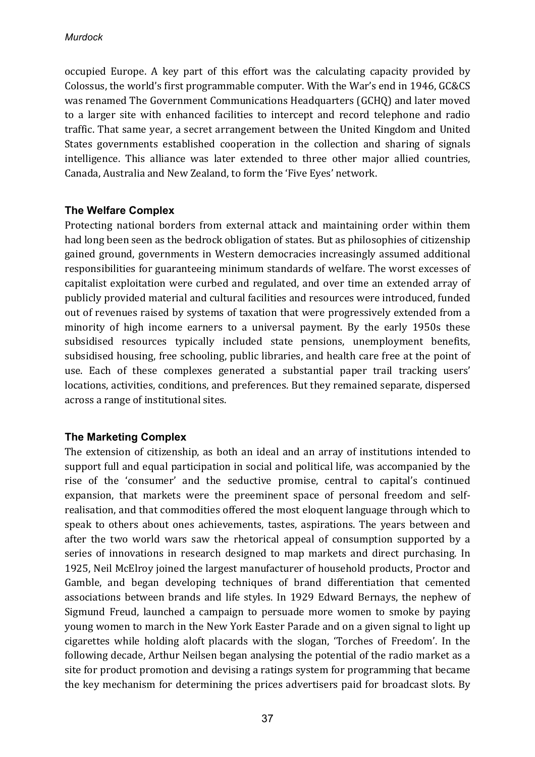occupied Europe. A key part of this effort was the calculating capacity provided by Colossus, the world's first programmable computer. With the War's end in 1946, GC&CS was renamed The Government Communications Headquarters (GCHQ) and later moved to a larger site with enhanced facilities to intercept and record telephone and radio traffic. That same year, a secret arrangement between the United Kingdom and United States governments established cooperation in the collection and sharing of signals intelligence. This alliance was later extended to three other major allied countries, Canada, Australia and New Zealand, to form the 'Five Eyes' network.

### The Welfare Complex

Protecting national borders from external attack and maintaining order within them had long been seen as the bedrock obligation of states. But as philosophies of citizenship gained ground, governments in Western democracies increasingly assumed additional responsibilities for guaranteeing minimum standards of welfare. The worst excesses of capitalist exploitation were curbed and regulated, and over time an extended array of publicly provided material and cultural facilities and resources were introduced, funded out of revenues raised by systems of taxation that were progressively extended from a minority of high income earners to a universal payment. By the early 1950s these subsidised resources typically included state pensions, unemployment benefits, subsidised housing, free schooling, public libraries, and health care free at the point of use. Each of these complexes generated a substantial paper trail tracking users' locations, activities, conditions, and preferences. But they remained separate, dispersed across a range of institutional sites.

### The Marketing Complex

The extension of citizenship, as both an ideal and an array of institutions intended to support full and equal participation in social and political life, was accompanied by the rise of the 'consumer' and the seductive promise, central to capital's continued expansion, that markets were the preeminent space of personal freedom and self-realisation, and that commodities offered the most eloquent language through which to speak to others about ones achievements, tastes, aspirations. The years between and after the two world wars saw the rhetorical appeal of consumption supported by a series of innovations in research designed to map markets and direct purchasing. In 1925, Neil McElroy joined the largest manufacturer of household products, Proctor and Gamble, and began developing techniques of brand differentiation that cemented associations between brands and life styles. In 1929 Edward Bernays, the nephew of Sigmund Freud, launched a campaign to persuade more women to smoke by paying young women to march in the New York Easter Parade and on a given signal to light up cigarettes while holding aloft placards with the slogan, 'Torches of Freedom'. In the following decade, Arthur Neilsen began analysing the potential of the radio market as a site for product promotion and devising a ratings system for programming that became the key mechanism for determining the prices advertisers paid for broadcast slots. By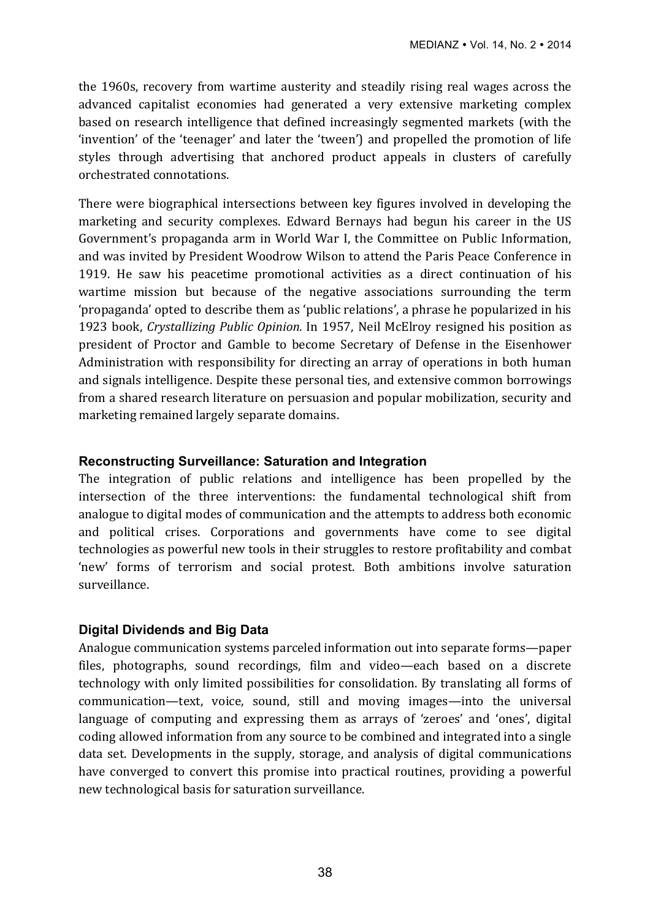the 1960s, recovery from wartime austerity and steadily rising real wages across the advanced capitalist economies had generated a very extensive marketing complex based on research intelligence that defined increasingly segmented markets (with the 'invention' of the 'teenager' and later the 'tween') and propelled the promotion of life styles through advertising that anchored product appeals in clusters of carefully orchestrated connotations.

There were biographical intersections between key figures involved in developing the marketing and security complexes. Edward Bernays had begun his career in the US Government's propaganda arm in World War I, the Committee on Public Information, and was invited by President Woodrow Wilson to attend the Paris Peace Conference in 1919. He saw his peacetime promotional activities as a direct continuation of his wartime mission but because of the negative associations surrounding the term 'propaganda' opted to describe them as 'public relations', a phrase he popularized in his 1923 book, *Crystallizing Public Opinion.* In 1957, Neil McElroy resigned his position as president of Proctor and Gamble to become Secretary of Defense in the Eisenhower Administration with responsibility for directing an array of operations in both human and signals intelligence. Despite these personal ties, and extensive common borrowings from a shared research literature on persuasion and popular mobilization, security and marketing remained largely separate domains.

### Reconstructing Surveillance: Saturation and Integration

The integration of public relations and intelligence has been propelled by the intersection of the three interventions: the fundamental technological shift from analogue to digital modes of communication and the attempts to address both economic and political crises. Corporations and governments have come to see digital technologies as powerful new tools in their struggles to restore profitability and combat 'new' forms of terrorism and social protest. Both ambitions involve saturation surveillance.

### Digital Dividends and Big Data

Analogue communication systems parceled information out into separate forms—paper files, photographs, sound recordings, film and video—each based on a discrete technology with only limited possibilities for consolidation. By translating all forms of communication—text, voice, sound, still and moving images—into the universal language of computing and expressing them as arrays of 'zeroes' and 'ones', digital coding allowed information from any source to be combined and integrated into a single data set. Developments in the supply, storage, and analysis of digital communications have converged to convert this promise into practical routines, providing a powerful new technological basis for saturation surveillance.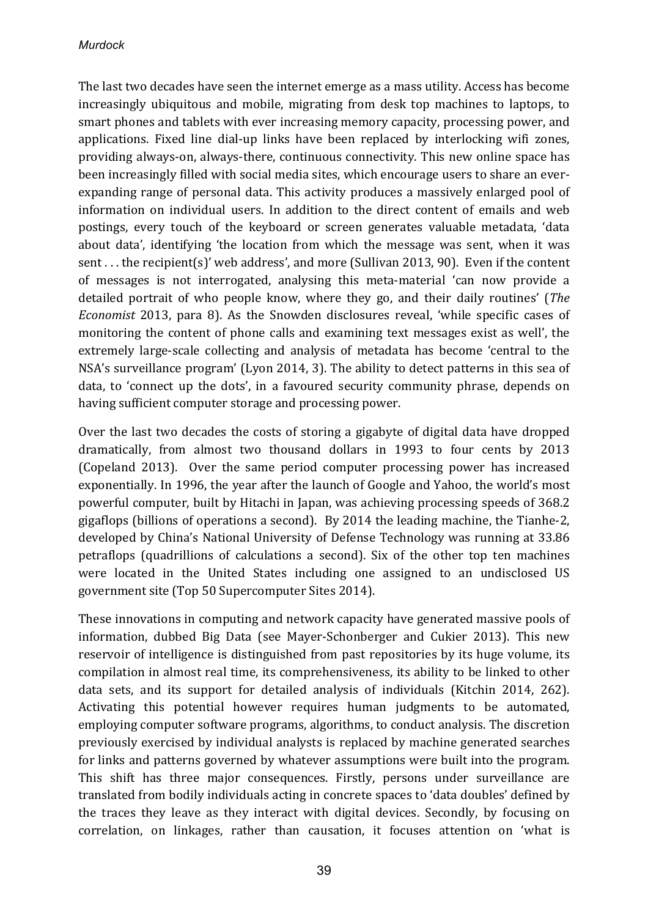The last two decades have seen the internet emerge as a mass utility. Access has become increasingly ubiquitous and mobile, migrating from desk top machines to laptops, to smart phones and tablets with ever increasing memory capacity, processing power, and applications. Fixed line dial-up links have been replaced by interlocking wifi zones, providing always-on, always-there, continuous connectivity. This new online space has been increasingly filled with social media sites, which encourage users to share an ever-expanding range of personal data. This activity produces a massively enlarged pool of information on individual users. In addition to the direct content of emails and web postings, every touch of the keyboard or screen generates valuable metadata, 'data about data', identifying 'the location from which the message was sent, when it was sent . . . the recipient(s)' web address', and more (Sullivan 2013, 90). Even if the content of messages is not interrogated, analysing this meta-material 'can now provide a detailed portrait of who people know, where they go, and their daily routines' (*The Economist* 2013, para 8). As the Snowden disclosures reveal, 'while specific cases of monitoring the content of phone calls and examining text messages exist as well', the extremely large-scale collecting and analysis of metadata has become 'central to the NSA's surveillance program' (Lyon 2014, 3). The ability to detect patterns in this sea of data, to 'connect up the dots', in a favoured security community phrase, depends on having sufficient computer storage and processing power.

Over the last two decades the costs of storing a gigabyte of digital data have dropped dramatically, from almost two thousand dollars in 1993 to four cents by 2013 (Copeland 2013). Over the same period computer processing power has increased exponentially. In 1996, the year after the launch of Google and Yahoo, the world's most powerful computer, built by Hitachi in Japan, was achieving processing speeds of 368.2 gigaflops (billions of operations a second). By 2014 the leading machine, the Tianhe-2, developed by China's National University of Defense Technology was running at 33.86 petraflops (quadrillions of calculations a second). Six of the other top ten machines were located in the United States including one assigned to an undisclosed US government site (Top 50 Supercomputer Sites 2014).

These innovations in computing and network capacity have generated massive pools of information, dubbed Big Data (see Mayer-Schonberger and Cukier 2013). This new reservoir of intelligence is distinguished from past repositories by its huge volume, its compilation in almost real time, its comprehensiveness, its ability to be linked to other data sets, and its support for detailed analysis of individuals (Kitchin 2014, 262). Activating this potential however requires human judgments to be automated, employing computer software programs, algorithms, to conduct analysis. The discretion previously exercised by individual analysts is replaced by machine generated searches for links and patterns governed by whatever assumptions were built into the program. This shift has three major consequences. Firstly, persons under surveillance are translated from bodily individuals acting in concrete spaces to 'data doubles' defined by the traces they leave as they interact with digital devices. Secondly, by focusing on correlation, on linkages, rather than causation, it focuses attention on 'what is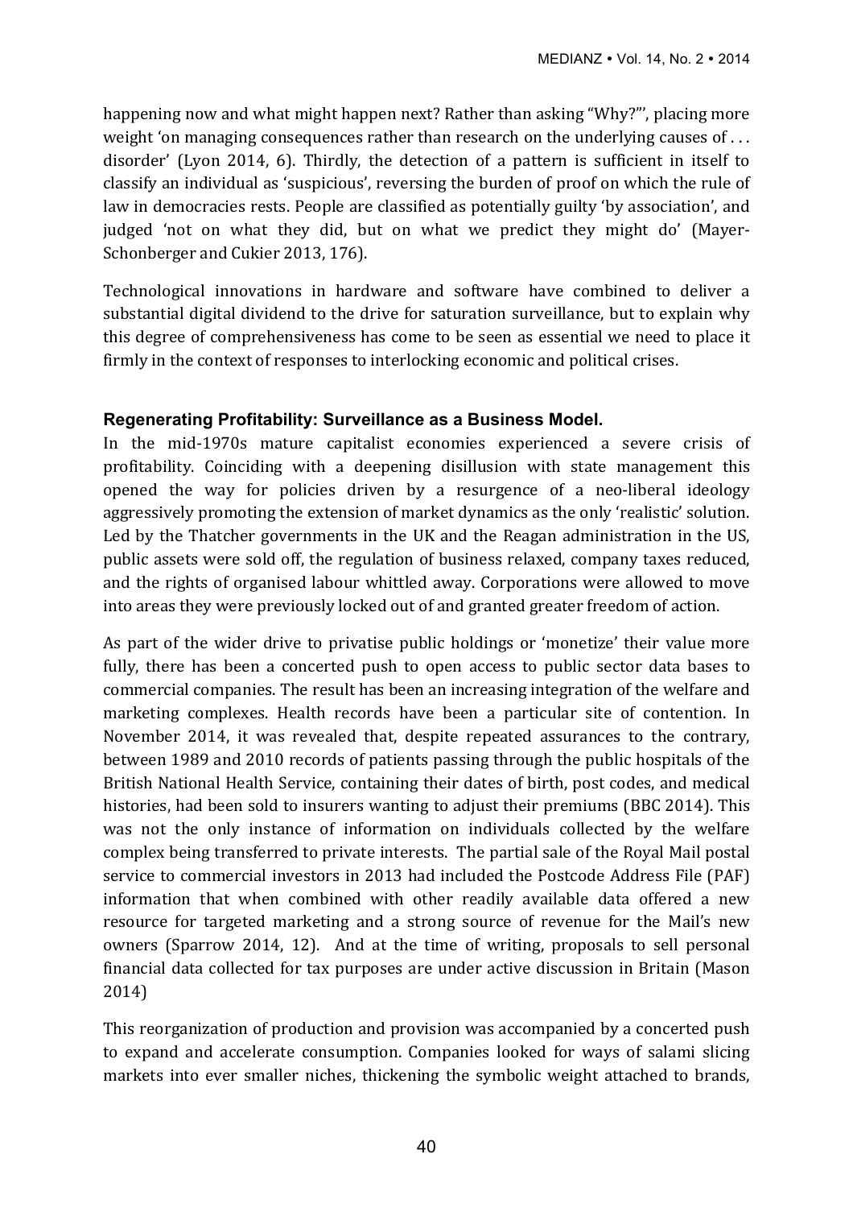happening now and what might happen next? Rather than asking "Why?"', placing more weight 'on managing consequences rather than research on the underlying causes of . . . disorder' (Lyon 2014, 6). Thirdly, the detection of a pattern is sufficient in itself to classify an individual as 'suspicious', reversing the burden of proof on which the rule of law in democracies rests. People are classified as potentially guilty 'by association', and judged 'not on what they did, but on what we predict they might do' (Mayer-Schonberger and Cukier 2013, 176).

Technological innovations in hardware and software have combined to deliver a substantial digital dividend to the drive for saturation surveillance, but to explain why this degree of comprehensiveness has come to be seen as essential we need to place it firmly in the context of responses to interlocking economic and political crises.

### Regenerating Profitability: Surveillance as a Business Model.

In the mid-1970s mature capitalist economies experienced a severe crisis of profitability. Coinciding with a deepening disillusion with state management this opened the way for policies driven by a resurgence of a neo-liberal ideology aggressively promoting the extension of market dynamics as the only 'realistic' solution. Led by the Thatcher governments in the UK and the Reagan administration in the US, public assets were sold off, the regulation of business relaxed, company taxes reduced, and the rights of organised labour whittled away. Corporations were allowed to move into areas they were previously locked out of and granted greater freedom of action.

As part of the wider drive to privatise public holdings or 'monetize' their value more fully, there has been a concerted push to open access to public sector data bases to commercial companies. The result has been an increasing integration of the welfare and marketing complexes. Health records have been a particular site of contention. In November 2014, it was revealed that, despite repeated assurances to the contrary, between 1989 and 2010 records of patients passing through the public hospitals of the British National Health Service, containing their dates of birth, post codes, and medical histories, had been sold to insurers wanting to adjust their premiums (BBC 2014). This was not the only instance of information on individuals collected by the welfare complex being transferred to private interests. The partial sale of the Royal Mail postal service to commercial investors in 2013 had included the Postcode Address File (PAF) information that when combined with other readily available data offered a new resource for targeted marketing and a strong source of revenue for the Mail's new owners (Sparrow 2014, 12). And at the time of writing, proposals to sell personal financial data collected for tax purposes are under active discussion in Britain (Mason 2014)

This reorganization of production and provision was accompanied by a concerted push to expand and accelerate consumption. Companies looked for ways of salami slicing markets into ever smaller niches, thickening the symbolic weight attached to brands,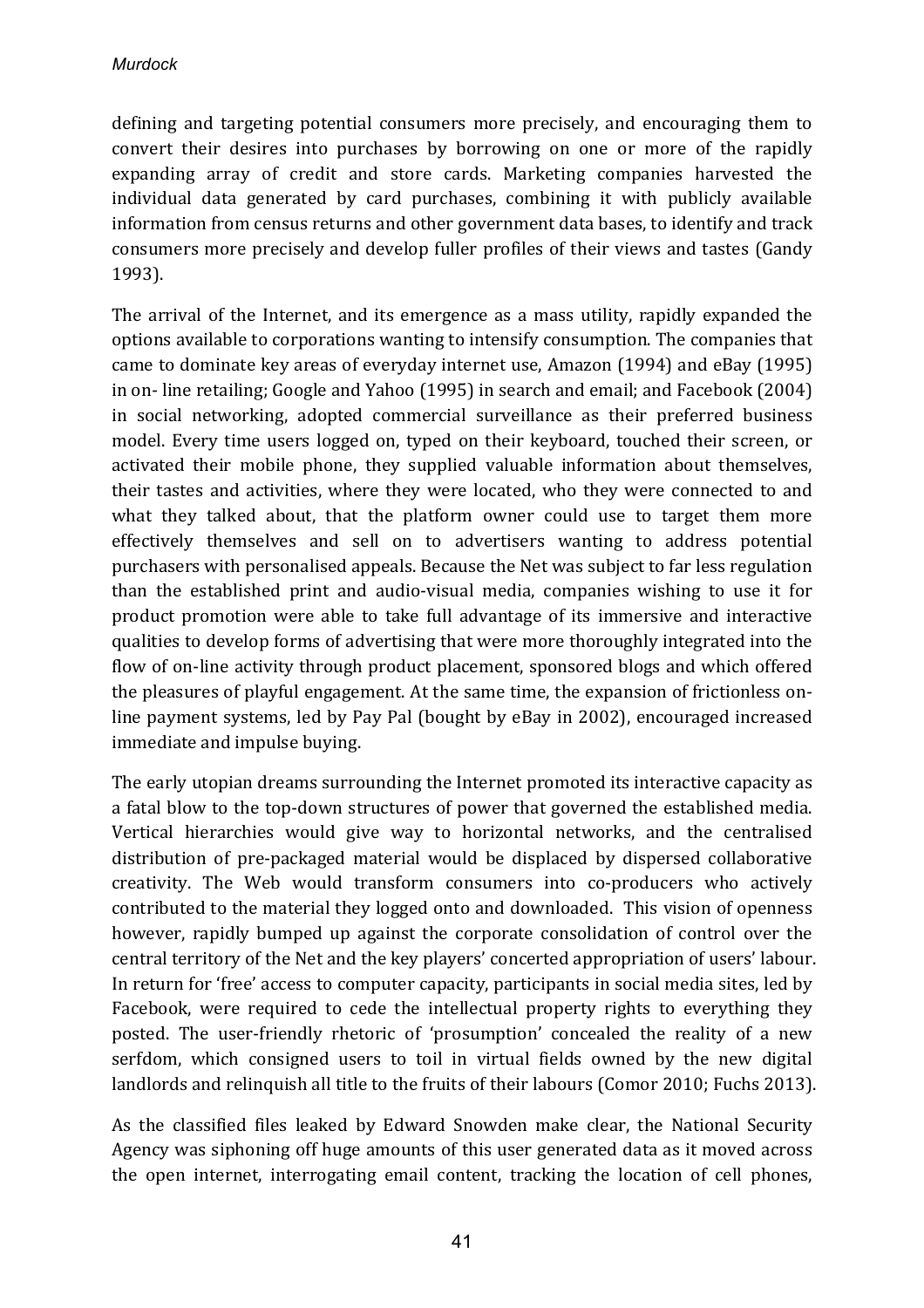defining and targeting potential consumers more precisely, and encouraging them to convert their desires into purchases by borrowing on one or more of the rapidly expanding array of credit and store cards. Marketing companies harvested the individual data generated by card purchases, combining it with publicly available information from census returns and other government data bases, to identify and track consumers more precisely and develop fuller profiles of their views and tastes (Gandy 1993).

The arrival of the Internet, and its emergence as a mass utility, rapidly expanded the options available to corporations wanting to intensify consumption. The companies that came to dominate key areas of everyday internet use, Amazon (1994) and eBay (1995) in on- line retailing; Google and Yahoo (1995) in search and email; and Facebook (2004) in social networking, adopted commercial surveillance as their preferred business model. Every time users logged on, typed on their keyboard, touched their screen, or activated their mobile phone, they supplied valuable information about themselves, their tastes and activities, where they were located, who they were connected to and what they talked about, that the platform owner could use to target them more effectively themselves and sell on to advertisers wanting to address potential purchasers with personalised appeals. Because the Net was subject to far less regulation than the established print and audio-visual media, companies wishing to use it for product promotion were able to take full advantage of its immersive and interactive qualities to develop forms of advertising that were more thoroughly integrated into the flow of on-line activity through product placement, sponsored blogs and which offered the pleasures of playful engagement. At the same time, the expansion of frictionless on-line payment systems, led by Pay Pal (bought by eBay in 2002), encouraged increased immediate and impulse buying.

The early utopian dreams surrounding the Internet promoted its interactive capacity as a fatal blow to the top-down structures of power that governed the established media. Vertical hierarchies would give way to horizontal networks, and the centralised distribution of pre-packaged material would be displaced by dispersed collaborative creativity. The Web would transform consumers into co-producers who actively contributed to the material they logged onto and downloaded. This vision of openness however, rapidly bumped up against the corporate consolidation of control over the central territory of the Net and the key players' concerted appropriation of users' labour. In return for 'free' access to computer capacity, participants in social media sites, led by Facebook, were required to cede the intellectual property rights to everything they posted. The user-friendly rhetoric of 'prosumption' concealed the reality of a new serfdom, which consigned users to toil in virtual fields owned by the new digital landlords and relinquish all title to the fruits of their labours (Comor 2010; Fuchs 2013).

As the classified files leaked by Edward Snowden make clear, the National Security Agency was siphoning off huge amounts of this user generated data as it moved across the open internet, interrogating email content, tracking the location of cell phones,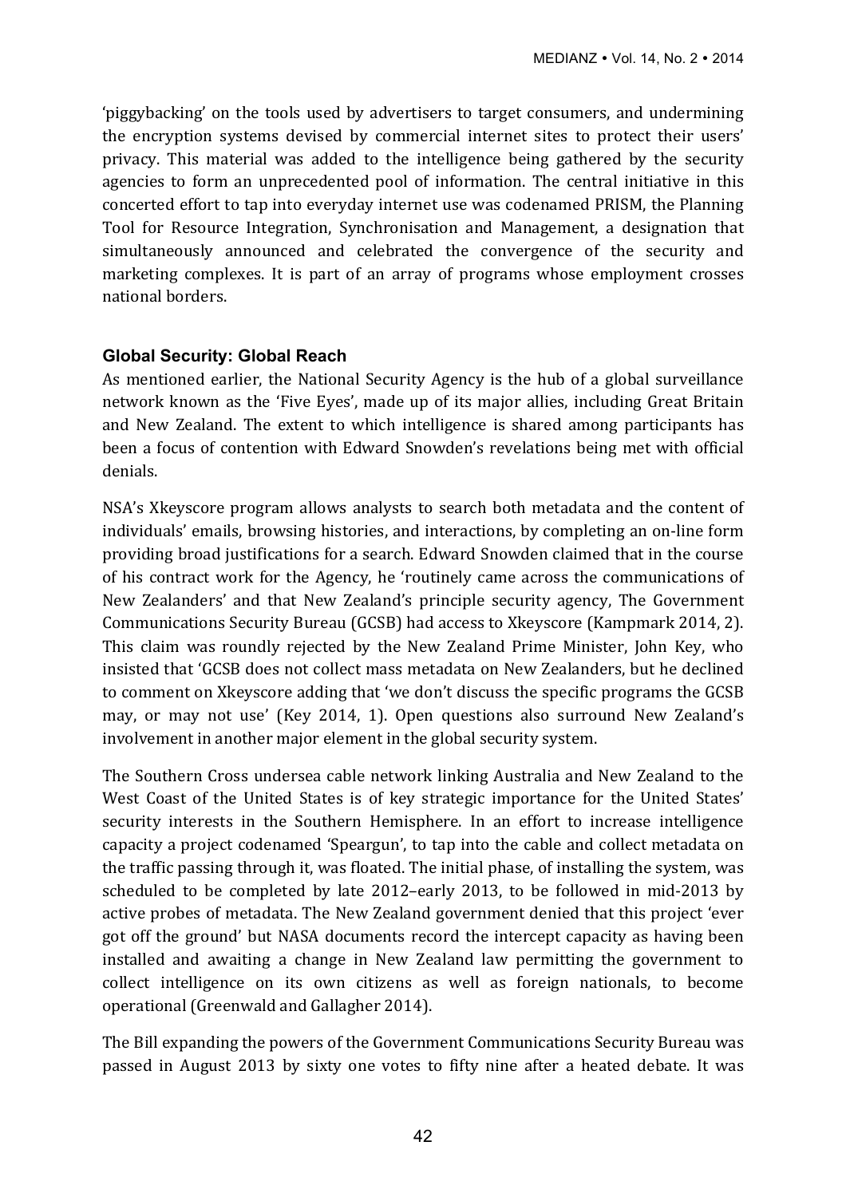'piggybacking' on the tools used by advertisers to target consumers, and undermining the encryption systems devised by commercial internet sites to protect their users' privacy. This material was added to the intelligence being gathered by the security agencies to form an unprecedented pool of information. The central initiative in this concerted effort to tap into everyday internet use was codenamed PRISM, the Planning Tool for Resource Integration, Synchronisation and Management, a designation that simultaneously announced and celebrated the convergence of the security and marketing complexes. It is part of an array of programs whose employment crosses national borders.

### Global Security: Global Reach

As mentioned earlier, the National Security Agency is the hub of a global surveillance network known as the 'Five Eyes', made up of its major allies, including Great Britain and New Zealand. The extent to which intelligence is shared among participants has been a focus of contention with Edward Snowden's revelations being met with official denials.

NSA's Xkeyscore program allows analysts to search both metadata and the content of individuals' emails, browsing histories, and interactions, by completing an on-line form providing broad justifications for a search. Edward Snowden claimed that in the course of his contract work for the Agency, he 'routinely came across the communications of New Zealanders' and that New Zealand's principle security agency, The Government Communications Security Bureau (GCSB) had access to Xkeyscore (Kampmark 2014, 2). This claim was roundly rejected by the New Zealand Prime Minister, John Key, who insisted that 'GCSB does not collect mass metadata on New Zealanders, but he declined to comment on Xkeyscore adding that 'we don't discuss the specific programs the GCSB may, or may not use' (Key 2014, 1). Open questions also surround New Zealand's involvement in another major element in the global security system.

The Southern Cross undersea cable network linking Australia and New Zealand to the West Coast of the United States is of key strategic importance for the United States' security interests in the Southern Hemisphere. In an effort to increase intelligence capacity a project codenamed 'Speargun', to tap into the cable and collect metadata on the traffic passing through it, was floated. The initial phase, of installing the system, was scheduled to be completed by late 2012–early 2013, to be followed in mid-2013 by active probes of metadata. The New Zealand government denied that this project 'ever got off the ground' but NASA documents record the intercept capacity as having been installed and awaiting a change in New Zealand law permitting the government to collect intelligence on its own citizens as well as foreign nationals, to become operational (Greenwald and Gallagher 2014).

The Bill expanding the powers of the Government Communications Security Bureau was passed in August 2013 by sixty one votes to fifty nine after a heated debate. It was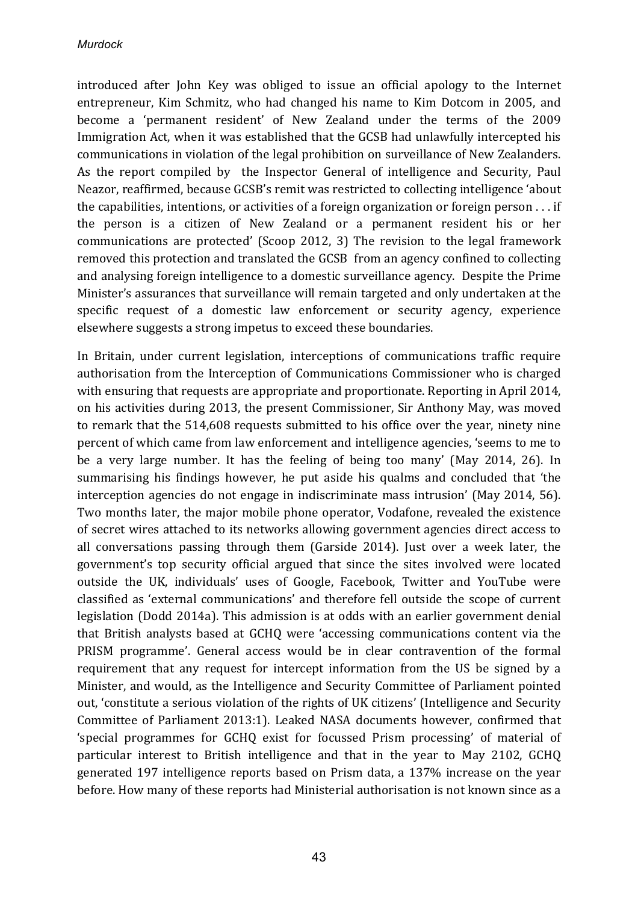introduced after John Key was obliged to issue an official apology to the Internet entrepreneur, Kim Schmitz, who had changed his name to Kim Dotcom in 2005, and become a 'permanent resident' of New Zealand under the terms of the 2009 Immigration Act, when it was established that the GCSB had unlawfully intercepted his communications in violation of the legal prohibition on surveillance of New Zealanders. As the report compiled by the Inspector General of intelligence and Security, Paul Neazor, reaffirmed, because GCSB's remit was restricted to collecting intelligence 'about the capabilities, intentions, or activities of a foreign organization or foreign person . . . if the person is a citizen of New Zealand or a permanent resident his or her communications are protected' (Scoop 2012, 3) The revision to the legal framework removed this protection and translated the GCSB from an agency confined to collecting and analysing foreign intelligence to a domestic surveillance agency. Despite the Prime Minister's assurances that surveillance will remain targeted and only undertaken at the specific request of a domestic law enforcement or security agency, experience elsewhere suggests a strong impetus to exceed these boundaries.

In Britain, under current legislation, interceptions of communications traffic require authorisation from the Interception of Communications Commissioner who is charged with ensuring that requests are appropriate and proportionate. Reporting in April 2014, on his activities during 2013, the present Commissioner, Sir Anthony May, was moved to remark that the 514,608 requests submitted to his office over the year, ninety nine percent of which came from law enforcement and intelligence agencies, 'seems to me to be a very large number. It has the feeling of being too many' (May 2014, 26). In summarising his findings however, he put aside his qualms and concluded that 'the interception agencies do not engage in indiscriminate mass intrusion' (May 2014, 56). Two months later, the major mobile phone operator, Vodafone, revealed the existence of secret wires attached to its networks allowing government agencies direct access to all conversations passing through them (Garside 2014). Just over a week later, the government's top security official argued that since the sites involved were located outside the UK, individuals' uses of Google, Facebook, Twitter and YouTube were classified as 'external communications' and therefore fell outside the scope of current legislation (Dodd 2014a). This admission is at odds with an earlier government denial that British analysts based at GCHQ were 'accessing communications content via the PRISM programme'. General access would be in clear contravention of the formal requirement that any request for intercept information from the US be signed by a Minister, and would, as the Intelligence and Security Committee of Parliament pointed out, 'constitute a serious violation of the rights of UK citizens' (Intelligence and Security Committee of Parliament 2013:1). Leaked NASA documents however, confirmed that 'special programmes for GCHQ exist for focussed Prism processing' of material of particular interest to British intelligence and that in the year to May 2102, GCHQ generated 197 intelligence reports based on Prism data, a 137% increase on the year before. How many of these reports had Ministerial authorisation is not known since as a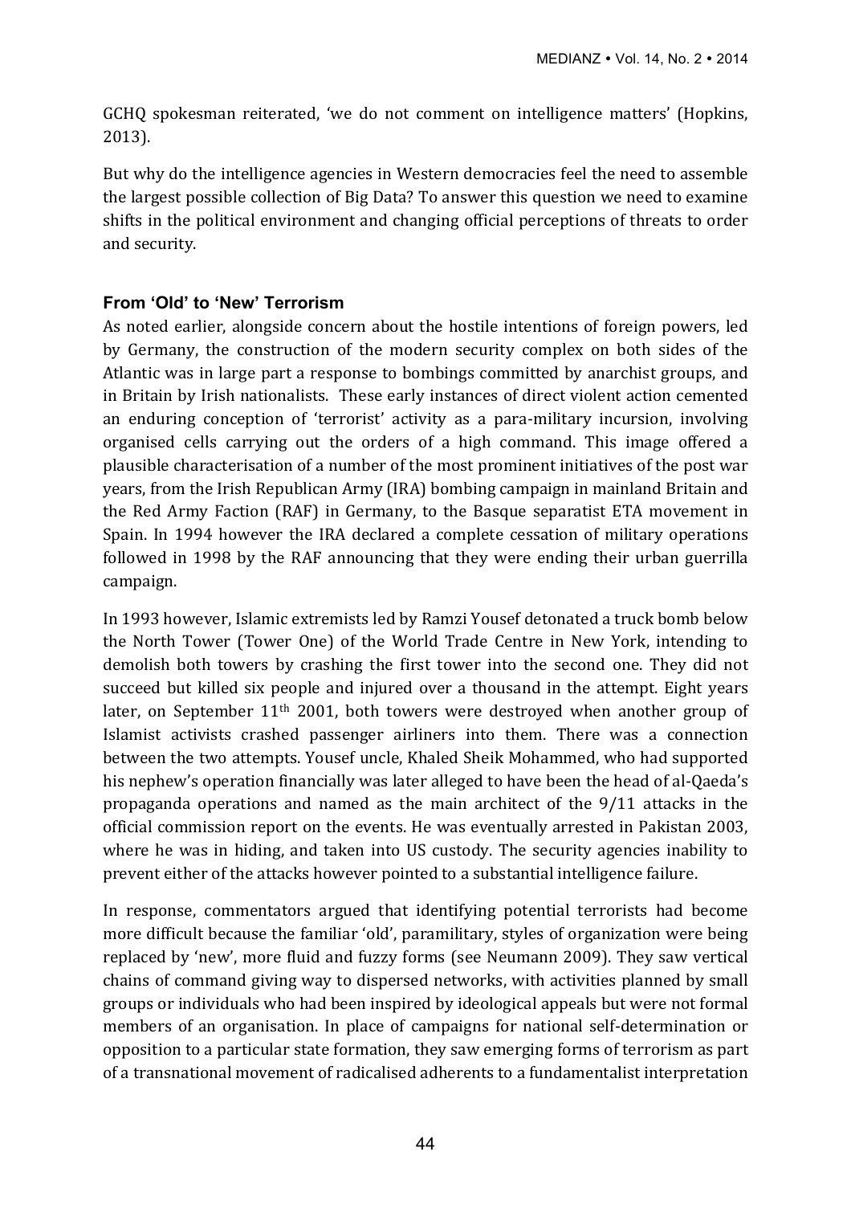GCHQ spokesman reiterated, 'we do not comment on intelligence matters' (Hopkins, 2013).

But why do the intelligence agencies in Western democracies feel the need to assemble the largest possible collection of Big Data? To answer this question we need to examine shifts in the political environment and changing official perceptions of threats to order and security.

### From 'Old' to 'New' Terrorism

As noted earlier, alongside concern about the hostile intentions of foreign powers, led by Germany, the construction of the modern security complex on both sides of the Atlantic was in large part a response to bombings committed by anarchist groups, and in Britain by Irish nationalists. These early instances of direct violent action cemented an enduring conception of 'terrorist' activity as a para-military incursion, involving organised cells carrying out the orders of a high command. This image offered a plausible characterisation of a number of the most prominent initiatives of the post war years, from the Irish Republican Army (IRA) bombing campaign in mainland Britain and the Red Army Faction (RAF) in Germany, to the Basque separatist ETA movement in Spain. In 1994 however the IRA declared a complete cessation of military operations followed in 1998 by the RAF announcing that they were ending their urban guerrilla campaign.

In 1993 however, Islamic extremists led by Ramzi Yousef detonated a truck bomb below the North Tower (Tower One) of the World Trade Centre in New York, intending to demolish both towers by crashing the first tower into the second one. They did not succeed but killed six people and injured over a thousand in the attempt. Eight years later, on September 11th 2001, both towers were destroyed when another group of Islamist activists crashed passenger airliners into them. There was a connection between the two attempts. Yousef uncle, Khaled Sheik Mohammed, who had supported his nephew's operation financially was later alleged to have been the head of al-Qaeda's propaganda operations and named as the main architect of the 9/11 attacks in the official commission report on the events. He was eventually arrested in Pakistan 2003, where he was in hiding, and taken into US custody. The security agencies inability to prevent either of the attacks however pointed to a substantial intelligence failure.

In response, commentators argued that identifying potential terrorists had become more difficult because the familiar 'old', paramilitary, styles of organization were being replaced by 'new', more fluid and fuzzy forms (see Neumann 2009). They saw vertical chains of command giving way to dispersed networks, with activities planned by small groups or individuals who had been inspired by ideological appeals but were not formal members of an organisation. In place of campaigns for national self-determination or opposition to a particular state formation, they saw emerging forms of terrorism as part of a transnational movement of radicalised adherents to a fundamentalist interpretation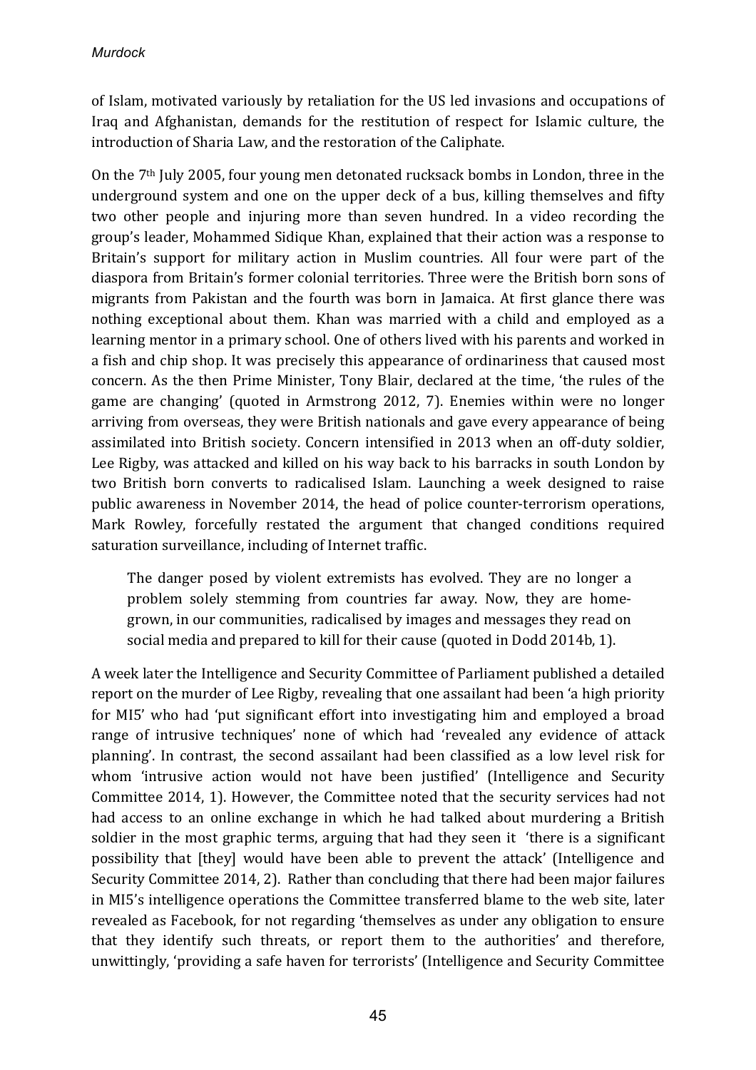of Islam, motivated variously by retaliation for the US led invasions and occupations of Iraq and Afghanistan, demands for the restitution of respect for Islamic culture, the introduction of Sharia Law, and the restoration of the Caliphate.

On the 7th July 2005, four young men detonated rucksack bombs in London, three in the underground system and one on the upper deck of a bus, killing themselves and fifty two other people and injuring more than seven hundred. In a video recording the group's leader, Mohammed Sidique Khan, explained that their action was a response to Britain's support for military action in Muslim countries. All four were part of the diaspora from Britain's former colonial territories. Three were the British born sons of migrants from Pakistan and the fourth was born in Jamaica. At first glance there was nothing exceptional about them. Khan was married with a child and employed as a learning mentor in a primary school. One of others lived with his parents and worked in a fish and chip shop. It was precisely this appearance of ordinariness that caused most concern. As the then Prime Minister, Tony Blair, declared at the time, 'the rules of the game are changing' (quoted in Armstrong 2012, 7). Enemies within were no longer arriving from overseas, they were British nationals and gave every appearance of being assimilated into British society. Concern intensified in 2013 when an off-duty soldier, Lee Rigby, was attacked and killed on his way back to his barracks in south London by two British born converts to radicalised Islam. Launching a week designed to raise public awareness in November 2014, the head of police counter-terrorism operations, Mark Rowley, forcefully restated the argument that changed conditions required saturation surveillance, including of Internet traffic.

> The danger posed by violent extremists has evolved. They are no longer a problem solely stemming from countries far away. Now, they are home-grown, in our communities, radicalised by images and messages they read on social media and prepared to kill for their cause (quoted in Dodd 2014b, 1).

A week later the Intelligence and Security Committee of Parliament published a detailed report on the murder of Lee Rigby, revealing that one assailant had been 'a high priority for MI5' who had 'put significant effort into investigating him and employed a broad range of intrusive techniques' none of which had 'revealed any evidence of attack planning'. In contrast, the second assailant had been classified as a low level risk for whom 'intrusive action would not have been justified' (Intelligence and Security Committee 2014, 1). However, the Committee noted that the security services had not had access to an online exchange in which he had talked about murdering a British soldier in the most graphic terms, arguing that had they seen it 'there is a significant possibility that [they] would have been able to prevent the attack' (Intelligence and Security Committee 2014, 2). Rather than concluding that there had been major failures in MI5's intelligence operations the Committee transferred blame to the web site, later revealed as Facebook, for not regarding 'themselves as under any obligation to ensure that they identify such threats, or report them to the authorities' and therefore, unwittingly, 'providing a safe haven for terrorists' (Intelligence and Security Committee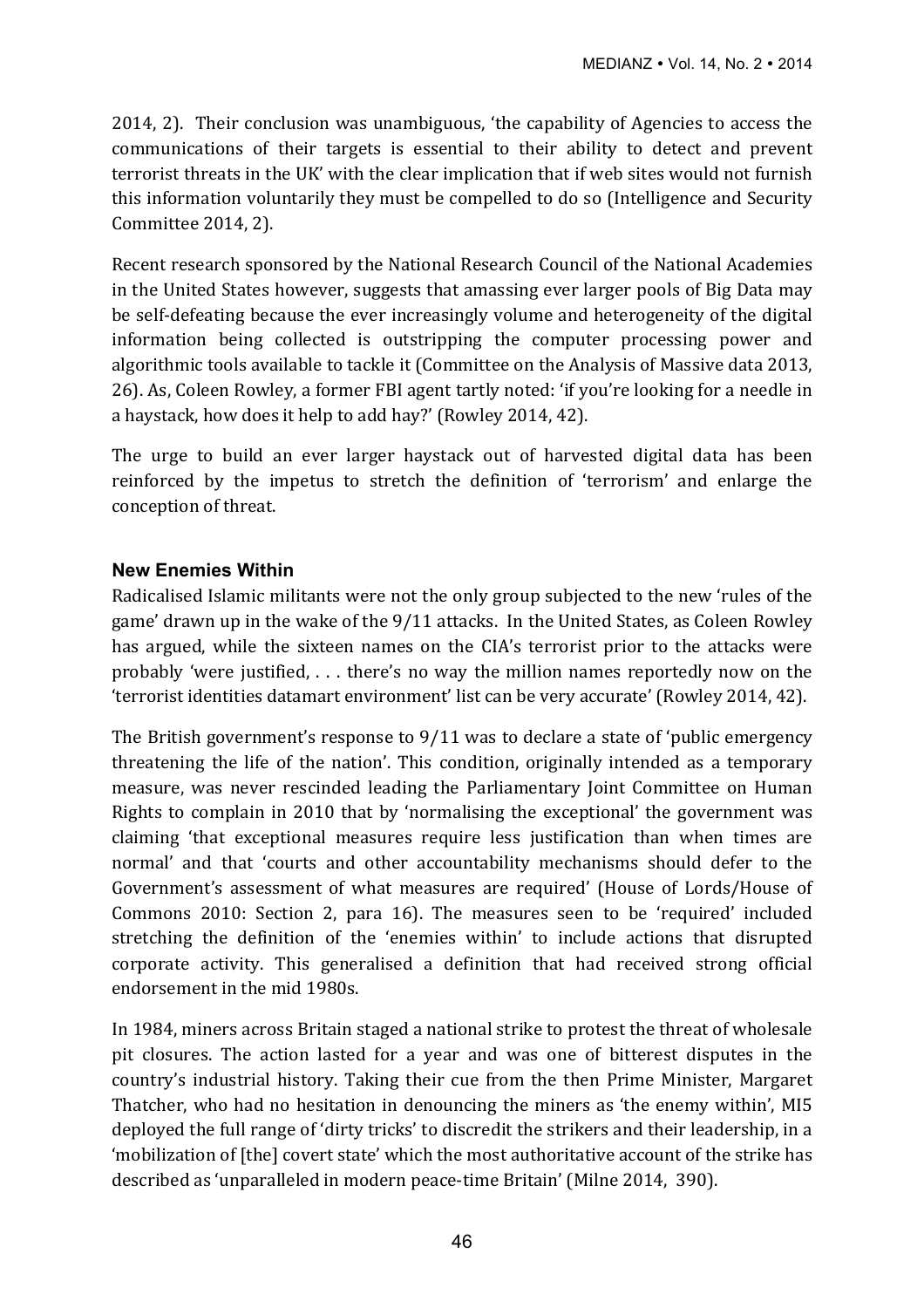2014, 2). Their conclusion was unambiguous, 'the capability of Agencies to access the communications of their targets is essential to their ability to detect and prevent terrorist threats in the UK' with the clear implication that if web sites would not furnish this information voluntarily they must be compelled to do so (Intelligence and Security Committee 2014, 2).

Recent research sponsored by the National Research Council of the National Academies in the United States however, suggests that amassing ever larger pools of Big Data may be self-defeating because the ever increasingly volume and heterogeneity of the digital information being collected is outstripping the computer processing power and algorithmic tools available to tackle it (Committee on the Analysis of Massive data 2013, 26). As, Coleen Rowley, a former FBI agent tartly noted: 'if you're looking for a needle in a haystack, how does it help to add hay?' (Rowley 2014, 42).

The urge to build an ever larger haystack out of harvested digital data has been reinforced by the impetus to stretch the definition of 'terrorism' and enlarge the conception of threat.

### New Enemies Within

Radicalised Islamic militants were not the only group subjected to the new 'rules of the game' drawn up in the wake of the 9/11 attacks. In the United States, as Coleen Rowley has argued, while the sixteen names on the CIA's terrorist prior to the attacks were probably 'were justified, . . . there's no way the million names reportedly now on the 'terrorist identities datamart environment' list can be very accurate' (Rowley 2014, 42).

The British government's response to 9/11 was to declare a state of 'public emergency threatening the life of the nation'. This condition, originally intended as a temporary measure, was never rescinded leading the Parliamentary Joint Committee on Human Rights to complain in 2010 that by 'normalising the exceptional' the government was claiming 'that exceptional measures require less justification than when times are normal' and that 'courts and other accountability mechanisms should defer to the Government's assessment of what measures are required' (House of Lords/House of Commons 2010: Section 2, para 16). The measures seen to be 'required' included stretching the definition of the 'enemies within' to include actions that disrupted corporate activity. This generalised a definition that had received strong official endorsement in the mid 1980s.

In 1984, miners across Britain staged a national strike to protest the threat of wholesale pit closures. The action lasted for a year and was one of bitterest disputes in the country's industrial history. Taking their cue from the then Prime Minister, Margaret Thatcher, who had no hesitation in denouncing the miners as 'the enemy within', MI5 deployed the full range of 'dirty tricks' to discredit the strikers and their leadership, in a 'mobilization of [the] covert state' which the most authoritative account of the strike has described as 'unparalleled in modern peace-time Britain' (Milne 2014, 390).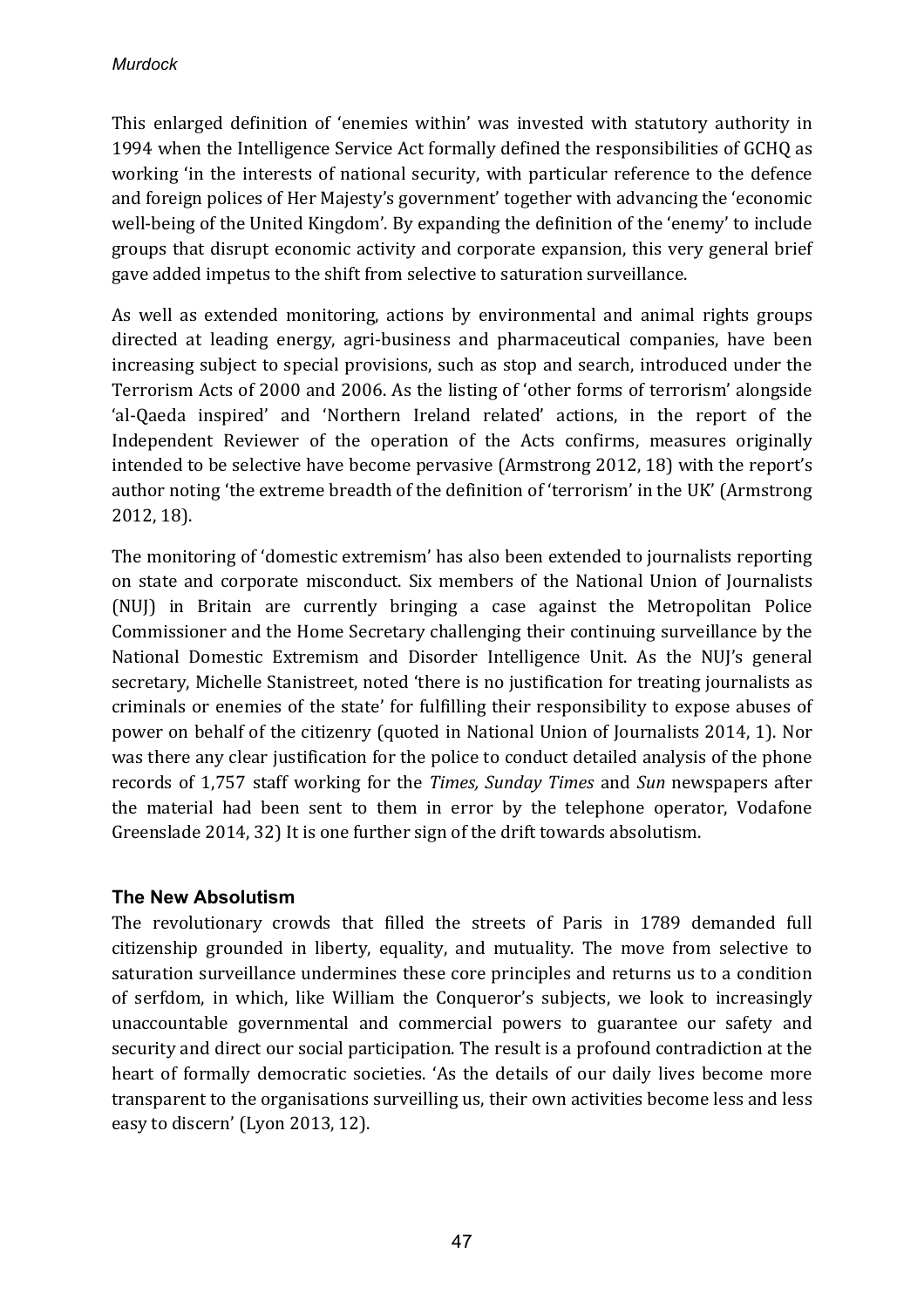This enlarged definition of 'enemies within' was invested with statutory authority in 1994 when the Intelligence Service Act formally defined the responsibilities of GCHQ as working 'in the interests of national security, with particular reference to the defence and foreign polices of Her Majesty's government' together with advancing the 'economic well-being of the United Kingdom'. By expanding the definition of the 'enemy' to include groups that disrupt economic activity and corporate expansion, this very general brief gave added impetus to the shift from selective to saturation surveillance.

As well as extended monitoring, actions by environmental and animal rights groups directed at leading energy, agri-business and pharmaceutical companies, have been increasing subject to special provisions, such as stop and search, introduced under the Terrorism Acts of 2000 and 2006. As the listing of 'other forms of terrorism' alongside 'al-Qaeda inspired' and 'Northern Ireland related' actions, in the report of the Independent Reviewer of the operation of the Acts confirms, measures originally intended to be selective have become pervasive (Armstrong 2012, 18) with the report's author noting 'the extreme breadth of the definition of 'terrorism' in the UK' (Armstrong 2012, 18).

The monitoring of 'domestic extremism' has also been extended to journalists reporting on state and corporate misconduct. Six members of the National Union of Journalists (NUJ) in Britain are currently bringing a case against the Metropolitan Police Commissioner and the Home Secretary challenging their continuing surveillance by the National Domestic Extremism and Disorder Intelligence Unit. As the NUJ's general secretary, Michelle Stanistreet, noted 'there is no justification for treating journalists as criminals or enemies of the state' for fulfilling their responsibility to expose abuses of power on behalf of the citizenry (quoted in National Union of Journalists 2014, 1). Nor was there any clear justification for the police to conduct detailed analysis of the phone records of 1,757 staff working for the *Times, Sunday Times* and *Sun* newspapers after the material had been sent to them in error by the telephone operator, Vodafone Greenslade 2014, 32) It is one further sign of the drift towards absolutism.

## The New Absolutism

The revolutionary crowds that filled the streets of Paris in 1789 demanded full citizenship grounded in liberty, equality, and mutuality. The move from selective to saturation surveillance undermines these core principles and returns us to a condition of serfdom, in which, like William the Conqueror's subjects, we look to increasingly unaccountable governmental and commercial powers to guarantee our safety and security and direct our social participation. The result is a profound contradiction at the heart of formally democratic societies. 'As the details of our daily lives become more transparent to the organisations surveilling us, their own activities become less and less easy to discern' (Lyon 2013, 12).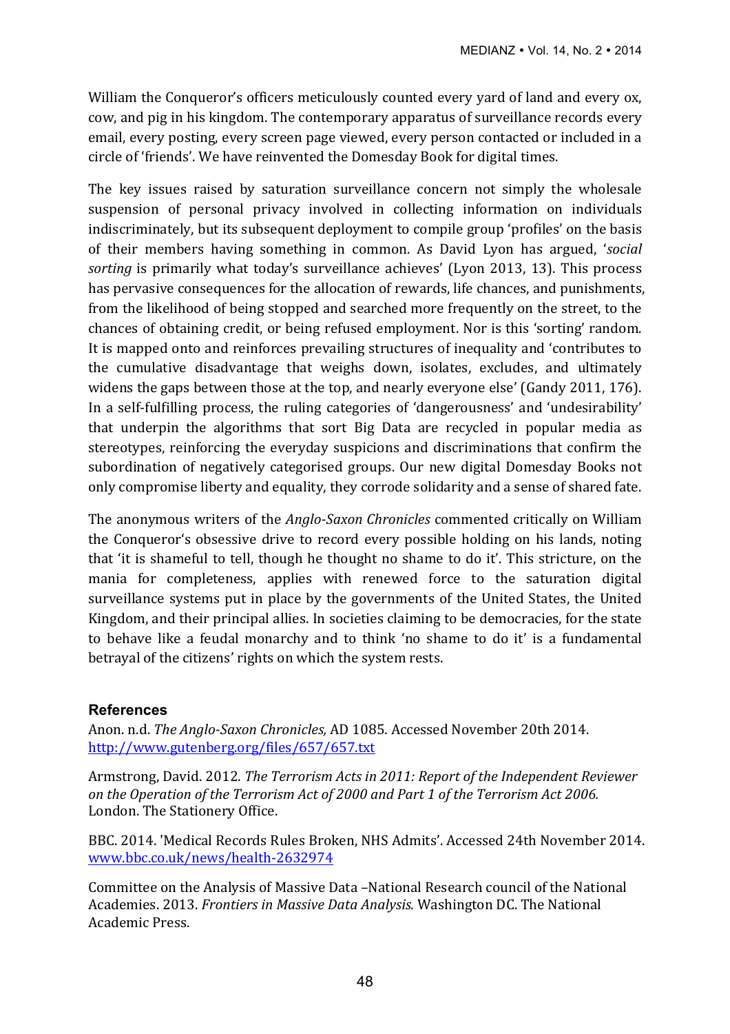William the Conqueror's officers meticulously counted every yard of land and every ox, cow, and pig in his kingdom. The contemporary apparatus of surveillance records every email, every posting, every screen page viewed, every person contacted or included in a circle of 'friends'. We have reinvented the Domesday Book for digital times.

The key issues raised by saturation surveillance concern not simply the wholesale suspension of personal privacy involved in collecting information on individuals indiscriminately, but its subsequent deployment to compile group 'profiles' on the basis of their members having something in common. As David Lyon has argued, '*social sorting* is primarily what today's surveillance achieves' (Lyon 2013, 13). This process has pervasive consequences for the allocation of rewards, life chances, and punishments, from the likelihood of being stopped and searched more frequently on the street, to the chances of obtaining credit, or being refused employment. Nor is this 'sorting' random. It is mapped onto and reinforces prevailing structures of inequality and 'contributes to the cumulative disadvantage that weighs down, isolates, excludes, and ultimately widens the gaps between those at the top, and nearly everyone else' (Gandy 2011, 176). In a self-fulfilling process, the ruling categories of 'dangerousness' and 'undesirability' that underpin the algorithms that sort Big Data are recycled in popular media as stereotypes, reinforcing the everyday suspicions and discriminations that confirm the subordination of negatively categorised groups. Our new digital Domesday Books not only compromise liberty and equality, they corrode solidarity and a sense of shared fate.

The anonymous writers of the *Anglo-Saxon Chronicles* commented critically on William the Conqueror's obsessive drive to record every possible holding on his lands, noting that 'it is shameful to tell, though he thought no shame to do it'. This stricture, on the mania for completeness, applies with renewed force to the saturation digital surveillance systems put in place by the governments of the United States, the United Kingdom, and their principal allies. In societies claiming to be democracies, for the state to behave like a feudal monarchy and to think 'no shame to do it' is a fundamental betrayal of the citizens' rights on which the system rests.

## References

Anon. n.d. *The Anglo-Saxon Chronicles,* AD 1085. Accessed November 20th 2014. http://www.gutenberg.org/files/657/657.txt

Armstrong, David. 2012. *The Terrorism Acts in 2011: Report of the Independent Reviewer on the Operation of the Terrorism Act of 2000 and Part 1 of the Terrorism Act 2006.* London. The Stationery Office.

BBC. 2014. 'Medical Records Rules Broken, NHS Admits'. Accessed 24th November 2014. www.bbc.co.uk/news/health-2632974

Committee on the Analysis of Massive Data –National Research council of the National Academies. 2013. *Frontiers in Massive Data Analysis.* Washington DC. The National Academic Press.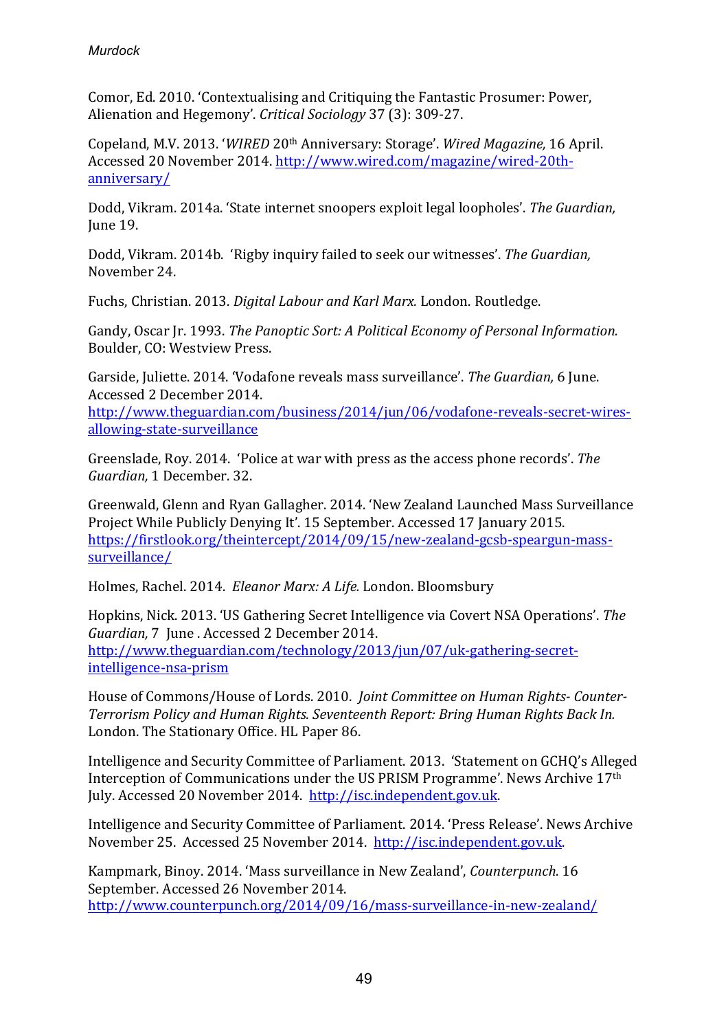Comor, Ed. 2010. 'Contextualising and Critiquing the Fantastic Prosumer: Power, Alienation and Hegemony'. *Critical Sociology* 37 (3): 309-27.

Copeland, M.V. 2013. '*WIRED* 20th Anniversary: Storage'. *Wired Magazine,* 16 April. Accessed 20 November 2014. http://www.wired.com/magazine/wired-20th-anniversary/

Dodd, Vikram. 2014a. 'State internet snoopers exploit legal loopholes'. *The Guardian,* June 19.

Dodd, Vikram. 2014b. 'Rigby inquiry failed to seek our witnesses'. *The Guardian,* November 24.

Fuchs, Christian. 2013. *Digital Labour and Karl Marx.* London. Routledge.

Gandy, Oscar Jr. 1993. *The Panoptic Sort: A Political Economy of Personal Information.* Boulder, CO: Westview Press.

Garside, Juliette. 2014. 'Vodafone reveals mass surveillance'. *The Guardian,* 6 June. Accessed 2 December 2014. http://www.theguardian.com/business/2014/jun/06/vodafone-reveals-secret-wires-allowing-state-surveillance

Greenslade, Roy. 2014. 'Police at war with press as the access phone records'. *The Guardian,* 1 December. 32.

Greenwald, Glenn and Ryan Gallagher. 2014. 'New Zealand Launched Mass Surveillance Project While Publicly Denying It'. 15 September. Accessed 17 January 2015. https://firstlook.org/theintercept/2014/09/15/new-zealand-gcsb-speargun-mass-surveillance/

Holmes, Rachel. 2014. *Eleanor Marx: A Life.* London. Bloomsbury

Hopkins, Nick. 2013. 'US Gathering Secret Intelligence via Covert NSA Operations'. *The Guardian,* 7 June . Accessed 2 December 2014. http://www.theguardian.com/technology/2013/jun/07/uk-gathering-secret-intelligence-nsa-prism

House of Commons/House of Lords. 2010. *Joint Committee on Human Rights- Counter-Terrorism Policy and Human Rights. Seventeenth Report: Bring Human Rights Back In.* London. The Stationary Office. HL Paper 86.

Intelligence and Security Committee of Parliament. 2013. 'Statement on GCHQ's Alleged Interception of Communications under the US PRISM Programme'. News Archive 17th July. Accessed 20 November 2014. http://isc.independent.gov.uk.

Intelligence and Security Committee of Parliament. 2014. 'Press Release'. News Archive November 25. Accessed 25 November 2014. http://isc.independent.gov.uk.

Kampmark, Binoy. 2014. 'Mass surveillance in New Zealand', *Counterpunch.* 16 September. Accessed 26 November 2014. http://www.counterpunch.org/2014/09/16/mass-surveillance-in-new-zealand/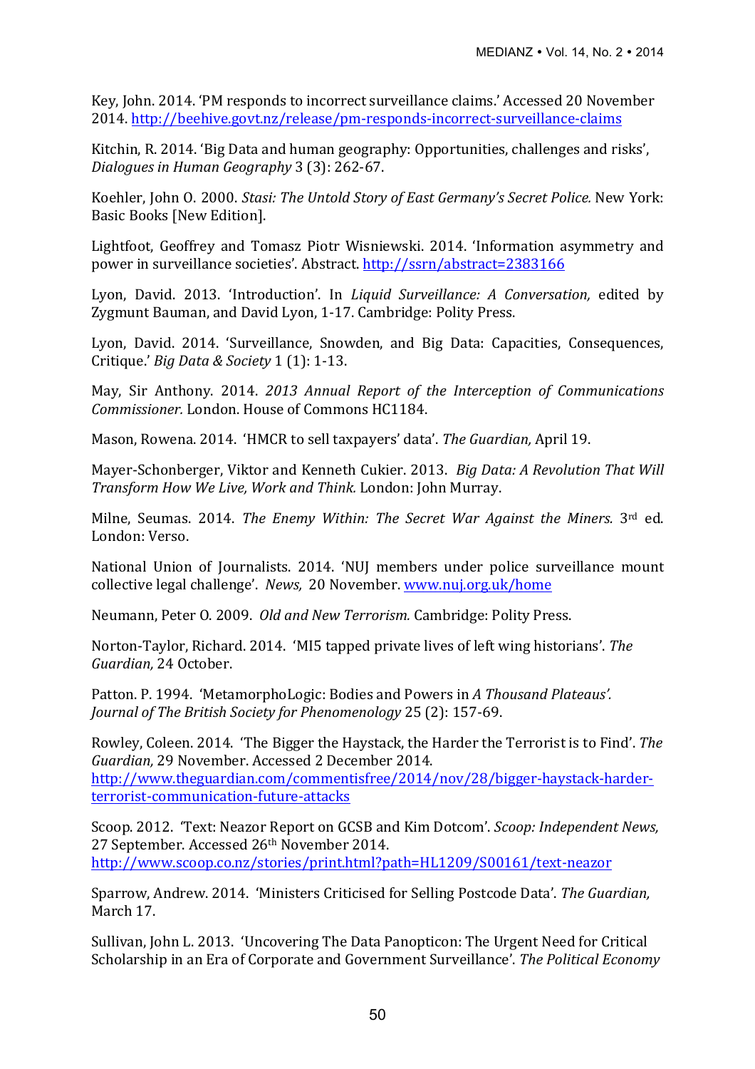Key, John. 2014. 'PM responds to incorrect surveillance claims.' Accessed 20 November 2014. http://beehive.govt.nz/release/pm-responds-incorrect-surveillance-claims

Kitchin, R. 2014. 'Big Data and human geography: Opportunities, challenges and risks', *Dialogues in Human Geography* 3 (3): 262-67.

Koehler, John O. 2000. *Stasi: The Untold Story of East Germany's Secret Police.* New York: Basic Books [New Edition].

Lightfoot, Geoffrey and Tomasz Piotr Wisniewski. 2014. 'Information asymmetry and power in surveillance societies'. Abstract. http://ssrn/abstract=2383166

Lyon, David. 2013. 'Introduction'. In *Liquid Surveillance: A Conversation,* edited by Zygmunt Bauman, and David Lyon, 1-17. Cambridge: Polity Press.

Lyon, David. 2014. 'Surveillance, Snowden, and Big Data: Capacities, Consequences, Critique.' *Big Data & Society* 1 (1): 1-13.

May, Sir Anthony. 2014. *2013 Annual Report of the Interception of Communications Commissioner.* London. House of Commons HC1184.

Mason, Rowena. 2014. 'HMCR to sell taxpayers' data'. *The Guardian,* April 19.

Mayer-Schonberger, Viktor and Kenneth Cukier. 2013. *Big Data: A Revolution That Will Transform How We Live, Work and Think.* London: John Murray.

Milne, Seumas. 2014. *The Enemy Within: The Secret War Against the Miners.* 3rd ed. London: Verso.

National Union of Journalists. 2014. 'NUJ members under police surveillance mount collective legal challenge'. *News,* 20 November. www.nuj.org.uk/home

Neumann, Peter O. 2009. *Old and New Terrorism.* Cambridge: Polity Press.

Norton-Taylor, Richard. 2014. 'MI5 tapped private lives of left wing historians'. *The Guardian,* 24 October.

Patton. P. 1994. 'MetamorphoLogic: Bodies and Powers in *A Thousand Plateaus'. Journal of The British Society for Phenomenology* 25 (2): 157-69.

Rowley, Coleen. 2014. 'The Bigger the Haystack, the Harder the Terrorist is to Find'. *The Guardian,* 29 November. Accessed 2 December 2014. http://www.theguardian.com/commentisfree/2014/nov/28/bigger-haystack-harder-terrorist-communication-future-attacks

Scoop. 2012. 'Text: Neazor Report on GCSB and Kim Dotcom'. *Scoop: Independent News,* 27 September. Accessed 26th November 2014. http://www.scoop.co.nz/stories/print.html?path=HL1209/S00161/text-neazor

Sparrow, Andrew. 2014. 'Ministers Criticised for Selling Postcode Data'. *The Guardian,* March 17.

Sullivan, John L. 2013. 'Uncovering The Data Panopticon: The Urgent Need for Critical Scholarship in an Era of Corporate and Government Surveillance'. *The Political Economy*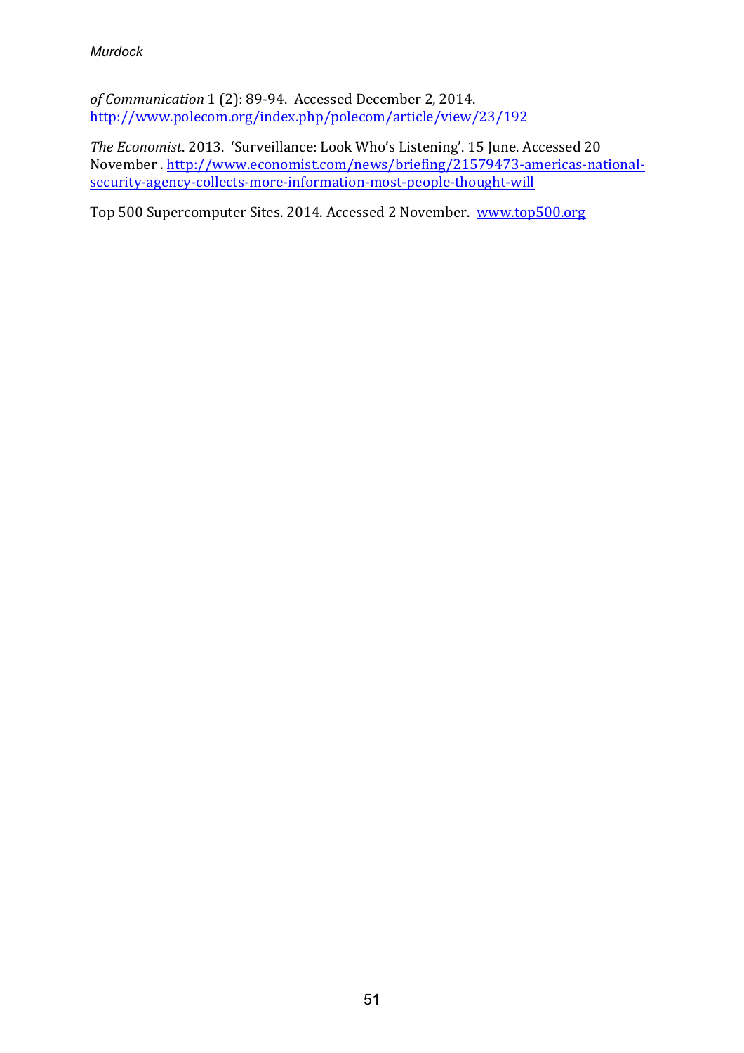*of Communication* 1 (2): 89-94. Accessed December 2, 2014. http://www.polecom.org/index.php/polecom/article/view/23/192

*The Economist*. 2013. 'Surveillance: Look Who's Listening'. 15 June. Accessed 20 November . http://www.economist.com/news/briefing/21579473-americas-national-security-agency-collects-more-information-most-people-thought-will

Top 500 Supercomputer Sites. 2014. Accessed 2 November. www.top500.org